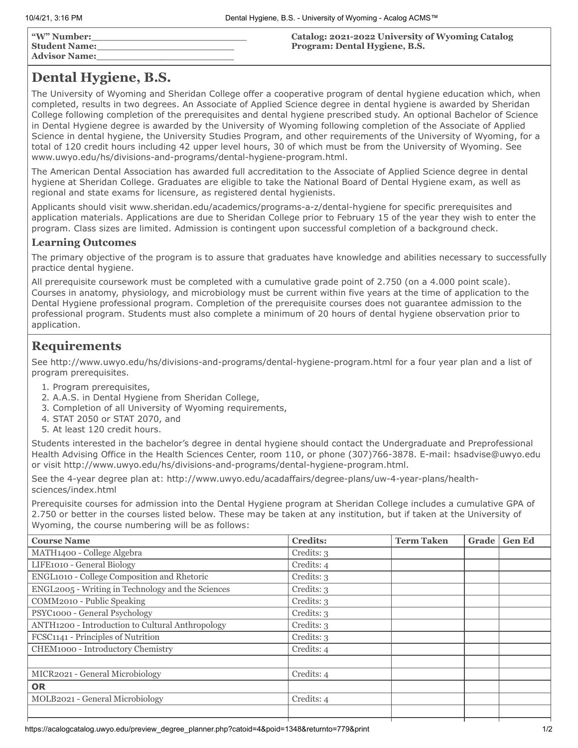| "W" Number:_______________________ | Catalog: 2021-2022 University of Wyoming Catalog |
|---|---|
| Student Name:_____________________ | Program: Dental Hygiene, B.S. |
| Advisor Name:_____________________ | |

# Dental Hygiene, B.S.

The University of Wyoming and Sheridan College offer a cooperative program of dental hygiene education which, when completed, results in two degrees. An Associate of Applied Science degree in dental hygiene is awarded by Sheridan College following completion of the prerequisites and dental hygiene prescribed study. An optional Bachelor of Science in Dental Hygiene degree is awarded by the University of Wyoming following completion of the Associate of Applied Science in dental hygiene, the University Studies Program, and other requirements of the University of Wyoming, for a total of 120 credit hours including 42 upper level hours, 30 of which must be from the University of Wyoming. See www.uwyo.edu/hs/divisions-and-programs/dental-hygiene-program.html.

The American Dental Association has awarded full accreditation to the Associate of Applied Science degree in dental hygiene at Sheridan College. Graduates are eligible to take the National Board of Dental Hygiene exam, as well as regional and state exams for licensure, as registered dental hygienists.

Applicants should visit www.sheridan.edu/academics/programs-a-z/dental-hygiene for specific prerequisites and application materials. Applications are due to Sheridan College prior to February 15 of the year they wish to enter the program. Class sizes are limited. Admission is contingent upon successful completion of a background check.

### Learning Outcomes

The primary objective of the program is to assure that graduates have knowledge and abilities necessary to successfully practice dental hygiene.

All prerequisite coursework must be completed with a cumulative grade point of 2.750 (on a 4.000 point scale). Courses in anatomy, physiology, and microbiology must be current within five years at the time of application to the Dental Hygiene professional program. Completion of the prerequisite courses does not guarantee admission to the professional program. Students must also complete a minimum of 20 hours of dental hygiene observation prior to application.

## Requirements

See http://www.uwyo.edu/hs/divisions-and-programs/dental-hygiene-program.html for a four year plan and a list of program prerequisites.

1. Program prerequisites,
2. A.A.S. in Dental Hygiene from Sheridan College,
3. Completion of all University of Wyoming requirements,
4. STAT 2050 or STAT 2070, and
5. At least 120 credit hours.

Students interested in the bachelor's degree in dental hygiene should contact the Undergraduate and Preprofessional Health Advising Office in the Health Sciences Center, room 110, or phone (307)766-3878. E-mail: hsadvise@uwyo.edu or visit http://www.uwyo.edu/hs/divisions-and-programs/dental-hygiene-program.html.

See the 4-year degree plan at: http://www.uwyo.edu/acadaffairs/degree-plans/uw-4-year-plans/health-sciences/index.html

Prerequisite courses for admission into the Dental Hygiene program at Sheridan College includes a cumulative GPA of 2.750 or better in the courses listed below. These may be taken at any institution, but if taken at the University of Wyoming, the course numbering will be as follows:

| Course Name | Credits: | Term Taken | Grade | Gen Ed |
|---|---|---|---|---|
| MATH1400 - College Algebra | Credits: 3 | | | |
| LIFE1010 - General Biology | Credits: 4 | | | |
| ENGL1010 - College Composition and Rhetoric | Credits: 3 | | | |
| ENGL2005 - Writing in Technology and the Sciences | Credits: 3 | | | |
| COMM2010 - Public Speaking | Credits: 3 | | | |
| PSYC1000 - General Psychology | Credits: 3 | | | |
| ANTH1200 - Introduction to Cultural Anthropology | Credits: 3 | | | |
| FCSC1141 - Principles of Nutrition | Credits: 3 | | | |
| CHEM1000 - Introductory Chemistry | Credits: 4 | | | |
| | | | | |
| MICR2021 - General Microbiology | Credits: 4 | | | |
| **OR** | | | | |
| MOLB2021 - General Microbiology | Credits: 4 | | | |
| | | | | |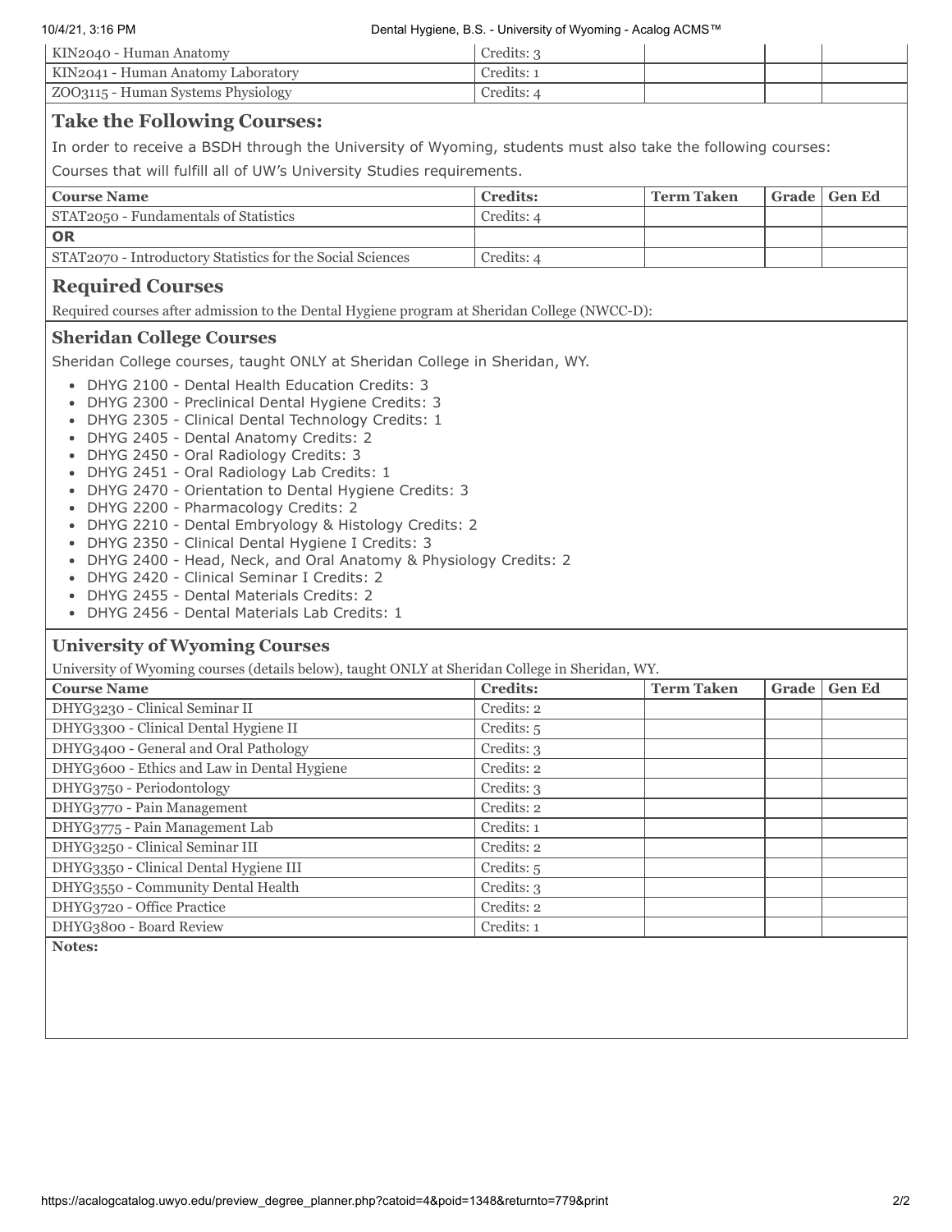| | | | | |
|---|---|---|---|---|
| KIN2040 - Human Anatomy | Credits: 3 | | | |
| KIN2041 - Human Anatomy Laboratory | Credits: 1 | | | |
| ZOO3115 - Human Systems Physiology | Credits: 4 | | | |

## Take the Following Courses:

In order to receive a BSDH through the University of Wyoming, students must also take the following courses:

Courses that will fulfill all of UW's University Studies requirements.

| Course Name | Credits: | Term Taken | Grade | Gen Ed |
|---|---|---|---|---|
| STAT2050 - Fundamentals of Statistics | Credits: 4 | | | |
| **OR** | | | | |
| STAT2070 - Introductory Statistics for the Social Sciences | Credits: 4 | | | |

## Required Courses

Required courses after admission to the Dental Hygiene program at Sheridan College (NWCC-D):

### Sheridan College Courses

Sheridan College courses, taught ONLY at Sheridan College in Sheridan, WY.

- DHYG 2100 - Dental Health Education Credits: 3
- DHYG 2300 - Preclinical Dental Hygiene Credits: 3
- DHYG 2305 - Clinical Dental Technology Credits: 1
- DHYG 2405 - Dental Anatomy Credits: 2
- DHYG 2450 - Oral Radiology Credits: 3
- DHYG 2451 - Oral Radiology Lab Credits: 1
- DHYG 2470 - Orientation to Dental Hygiene Credits: 3
- DHYG 2200 - Pharmacology Credits: 2
- DHYG 2210 - Dental Embryology & Histology Credits: 2
- DHYG 2350 - Clinical Dental Hygiene I Credits: 3
- DHYG 2400 - Head, Neck, and Oral Anatomy & Physiology Credits: 2
- DHYG 2420 - Clinical Seminar I Credits: 2
- DHYG 2455 - Dental Materials Credits: 2
- DHYG 2456 - Dental Materials Lab Credits: 1

### University of Wyoming Courses

University of Wyoming courses (details below), taught ONLY at Sheridan College in Sheridan, WY.

| Course Name | Credits: | Term Taken | Grade | Gen Ed |
|---|---|---|---|---|
| DHYG3230 - Clinical Seminar II | Credits: 2 | | | |
| DHYG3300 - Clinical Dental Hygiene II | Credits: 5 | | | |
| DHYG3400 - General and Oral Pathology | Credits: 3 | | | |
| DHYG3600 - Ethics and Law in Dental Hygiene | Credits: 2 | | | |
| DHYG3750 - Periodontology | Credits: 3 | | | |
| DHYG3770 - Pain Management | Credits: 2 | | | |
| DHYG3775 - Pain Management Lab | Credits: 1 | | | |
| DHYG3250 - Clinical Seminar III | Credits: 2 | | | |
| DHYG3350 - Clinical Dental Hygiene III | Credits: 5 | | | |
| DHYG3550 - Community Dental Health | Credits: 3 | | | |
| DHYG3720 - Office Practice | Credits: 2 | | | |
| DHYG3800 - Board Review | Credits: 1 | | | |

**Notes:**